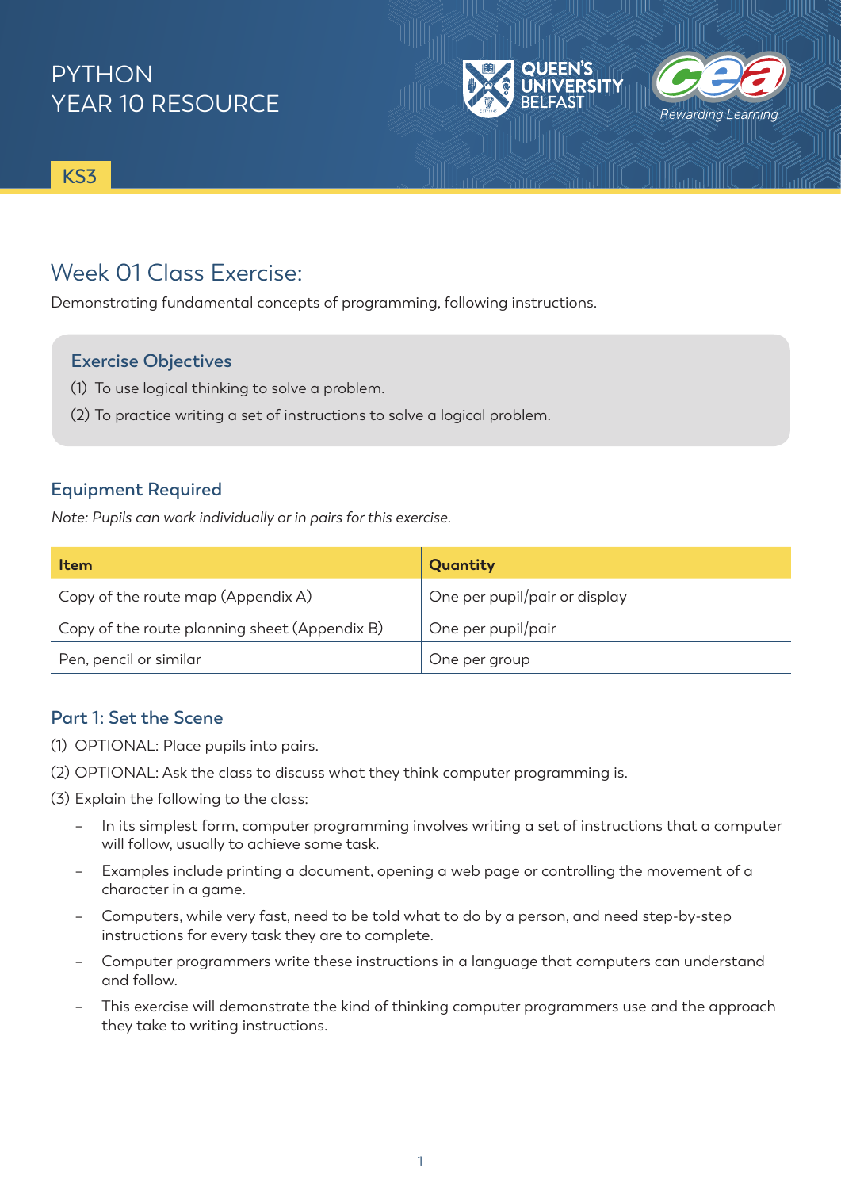PYTHON
YEAR 10 RESOURCE

KS3

# Week 01 Class Exercise:

Demonstrating fundamental concepts of programming, following instructions.

### Exercise Objectives

(1) To use logical thinking to solve a problem.

(2) To practice writing a set of instructions to solve a logical problem.

## Equipment Required

*Note: Pupils can work individually or in pairs for this exercise.*

| Item | Quantity |
| --- | --- |
| Copy of the route map (Appendix A) | One per pupil/pair or display |
| Copy of the route planning sheet (Appendix B) | One per pupil/pair |
| Pen, pencil or similar | One per group |

## Part 1: Set the Scene

(1) OPTIONAL: Place pupils into pairs.

(2) OPTIONAL: Ask the class to discuss what they think computer programming is.

(3) Explain the following to the class:

- In its simplest form, computer programming involves writing a set of instructions that a computer will follow, usually to achieve some task.
- Examples include printing a document, opening a web page or controlling the movement of a character in a game.
- Computers, while very fast, need to be told what to do by a person, and need step-by-step instructions for every task they are to complete.
- Computer programmers write these instructions in a language that computers can understand and follow.
- This exercise will demonstrate the kind of thinking computer programmers use and the approach they take to writing instructions.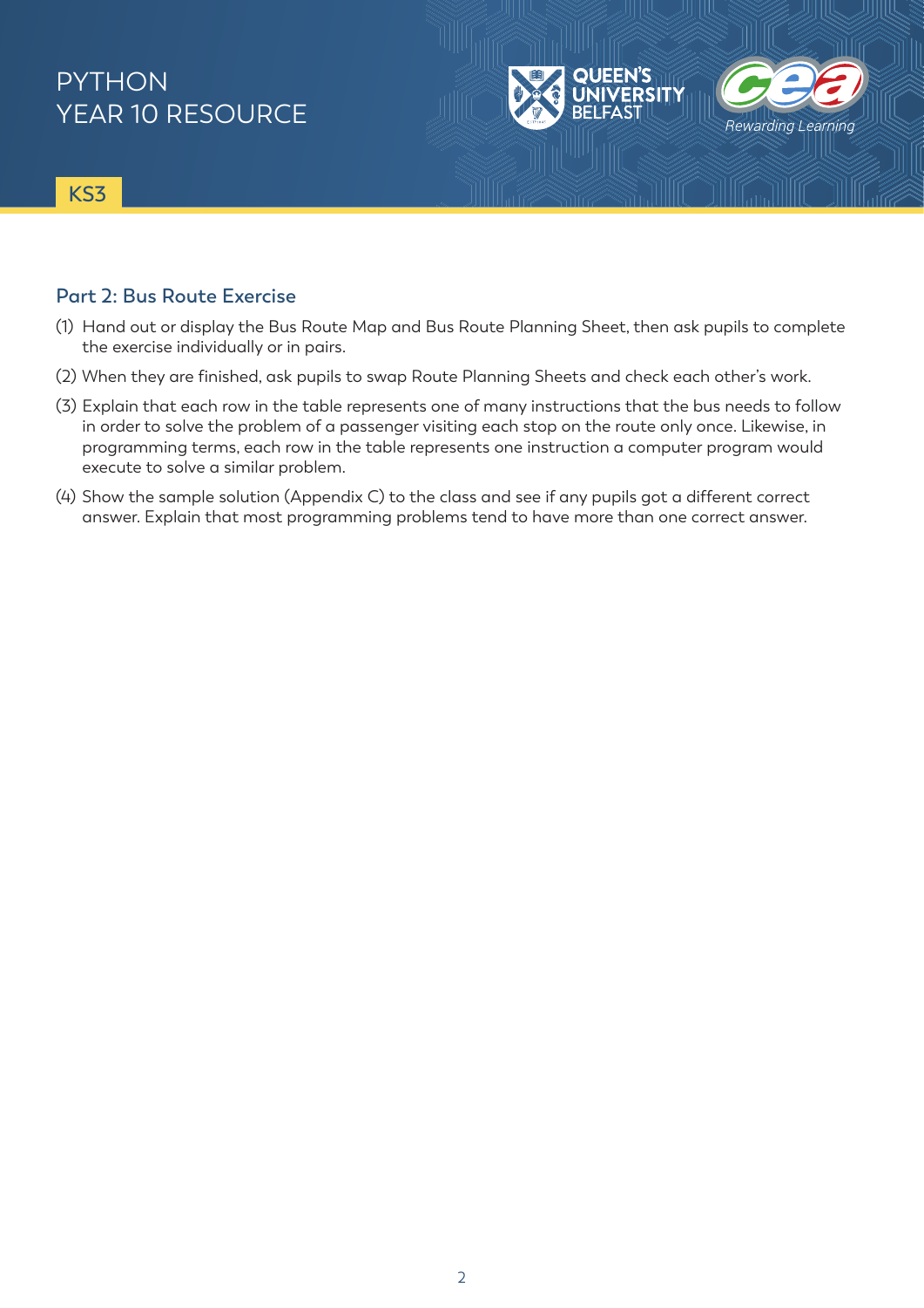## Part 2: Bus Route Exercise

(1) Hand out or display the Bus Route Map and Bus Route Planning Sheet, then ask pupils to complete the exercise individually or in pairs.

(2) When they are finished, ask pupils to swap Route Planning Sheets and check each other's work.

(3) Explain that each row in the table represents one of many instructions that the bus needs to follow in order to solve the problem of a passenger visiting each stop on the route only once. Likewise, in programming terms, each row in the table represents one instruction a computer program would execute to solve a similar problem.

(4) Show the sample solution (Appendix C) to the class and see if any pupils got a different correct answer. Explain that most programming problems tend to have more than one correct answer.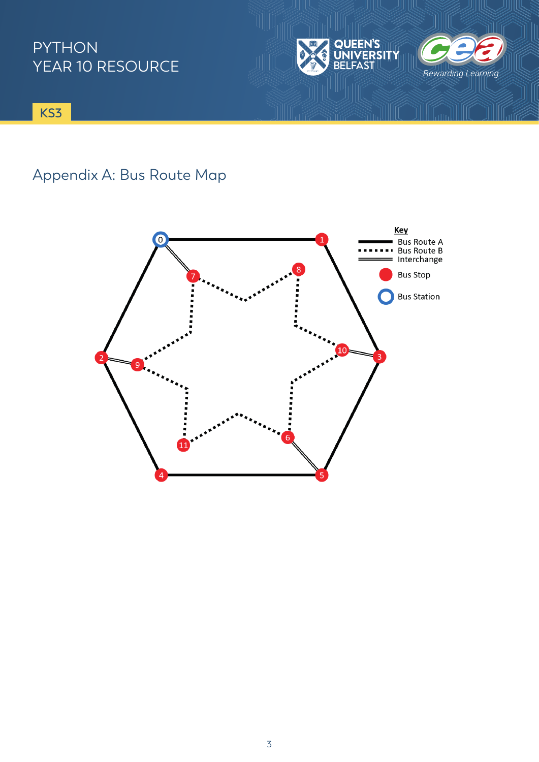## Appendix A: Bus Route Map

**Key**

- Bus Route A
- Bus Route B
- Interchange
- Bus Stop
- Bus Station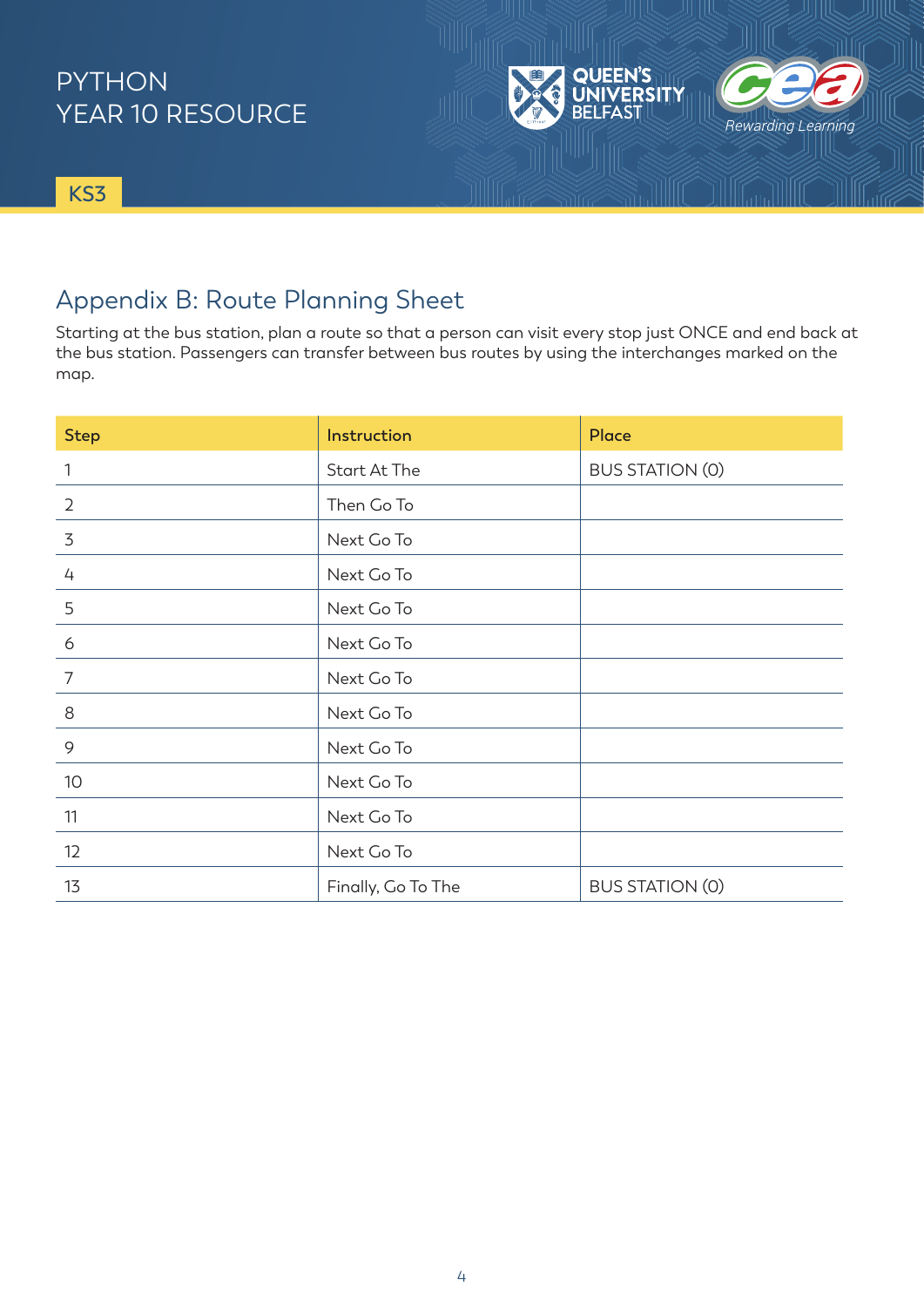## Appendix B: Route Planning Sheet

Starting at the bus station, plan a route so that a person can visit every stop just ONCE and end back at the bus station. Passengers can transfer between bus routes by using the interchanges marked on the map.

| Step | Instruction | Place |
|---|---|---|
| 1 | Start At The | BUS STATION (0) |
| 2 | Then Go To | |
| 3 | Next Go To | |
| 4 | Next Go To | |
| 5 | Next Go To | |
| 6 | Next Go To | |
| 7 | Next Go To | |
| 8 | Next Go To | |
| 9 | Next Go To | |
| 10 | Next Go To | |
| 11 | Next Go To | |
| 12 | Next Go To | |
| 13 | Finally, Go To The | BUS STATION (0) |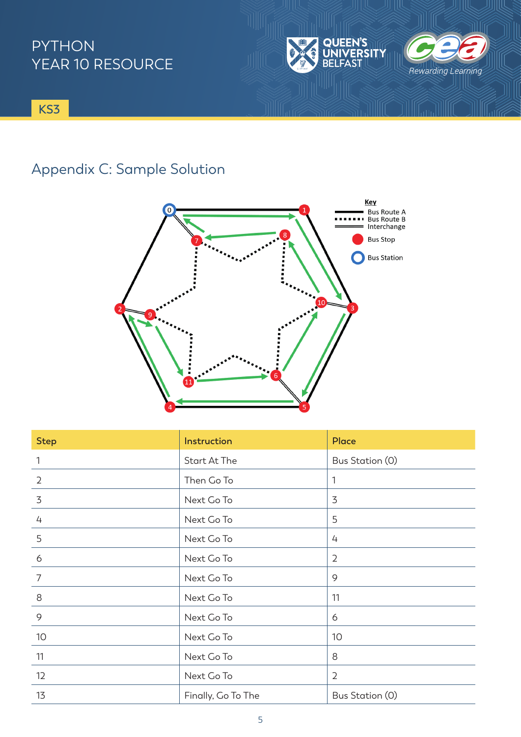## Appendix C: Sample Solution

Key
Bus Route A
Bus Route B
Interchange
Bus Stop
Bus Station

0 1 2 3 4 5 6 7 8 9 10 11

| Step | Instruction | Place |
| --- | --- | --- |
| 1 | Start At The | Bus Station (0) |
| 2 | Then Go To | 1 |
| 3 | Next Go To | 3 |
| 4 | Next Go To | 5 |
| 5 | Next Go To | 4 |
| 6 | Next Go To | 2 |
| 7 | Next Go To | 9 |
| 8 | Next Go To | 11 |
| 9 | Next Go To | 6 |
| 10 | Next Go To | 10 |
| 11 | Next Go To | 8 |
| 12 | Next Go To | 2 |
| 13 | Finally, Go To The | Bus Station (0) |